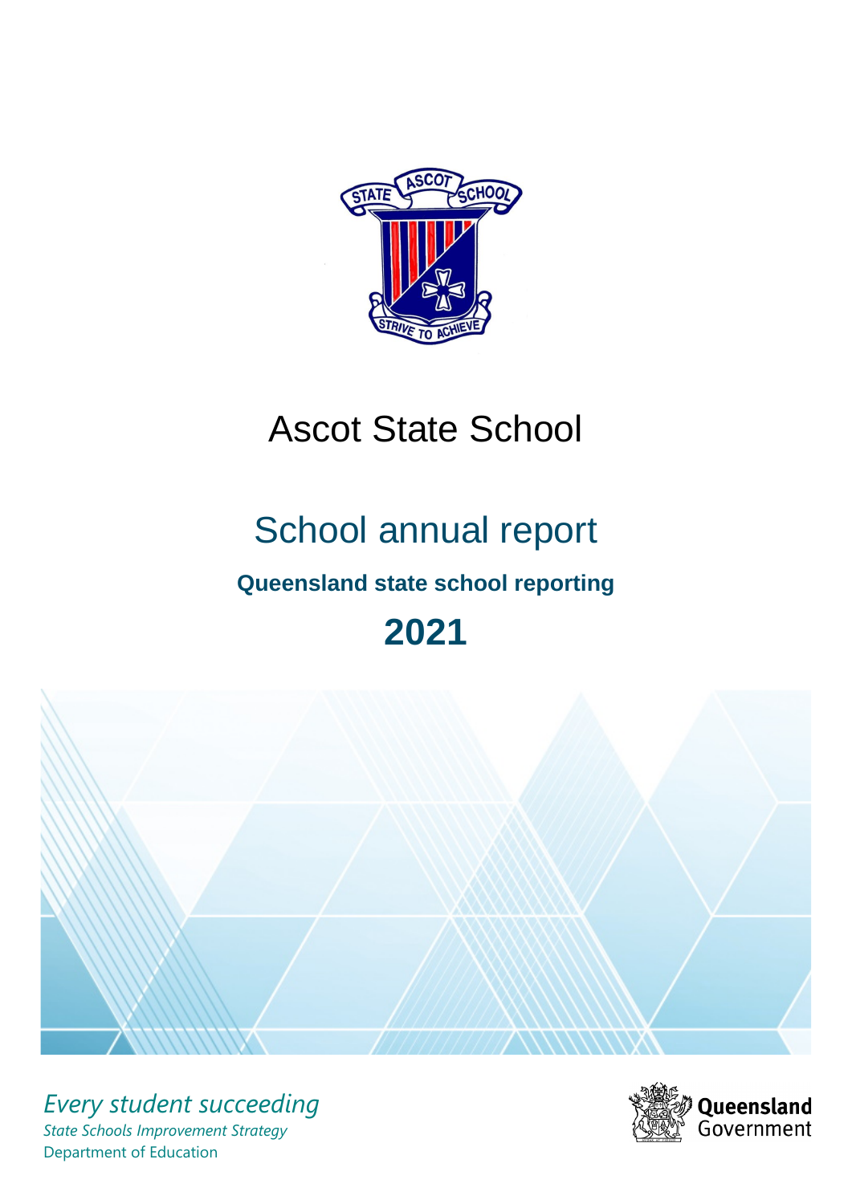# Ascot State School

## School annual report

### Queensland state school reporting

## 2021

*Every student succeeding*

*State Schools Improvement Strategy*

Department of Education

Queensland Government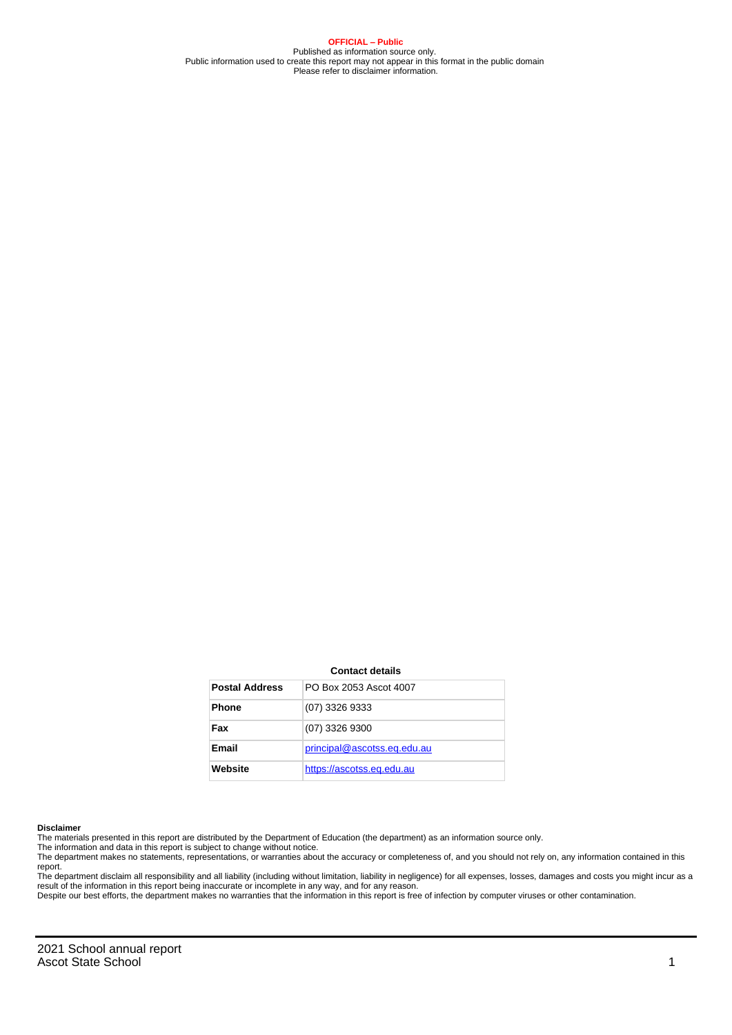**OFFICIAL – Public**
Published as information source only.
Public information used to create this report may not appear in this format in the public domain
Please refer to disclaimer information.

**Contact details**

| | |
|---|---|
| **Postal Address** | PO Box 2053 Ascot 4007 |
| **Phone** | (07) 3326 9333 |
| **Fax** | (07) 3326 9300 |
| **Email** | principal@ascotss.eq.edu.au |
| **Website** | https://ascotss.eq.edu.au |

**Disclaimer**
The materials presented in this report are distributed by the Department of Education (the department) as an information source only.
The information and data in this report is subject to change without notice.
The department makes no statements, representations, or warranties about the accuracy or completeness of, and you should not rely on, any information contained in this report.
The department disclaim all responsibility and all liability (including without limitation, liability in negligence) for all expenses, losses, damages and costs you might incur as a result of the information in this report being inaccurate or incomplete in any way, and for any reason.
Despite our best efforts, the department makes no warranties that the information in this report is free of infection by computer viruses or other contamination.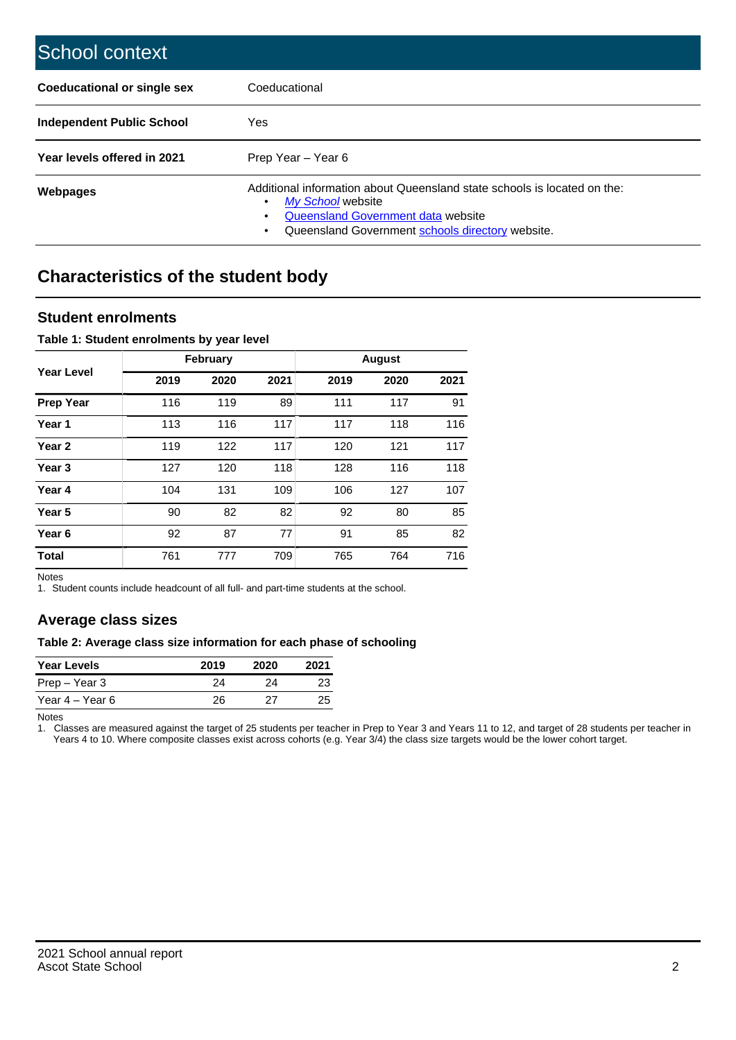## School context

| | |
|---|---|
| **Coeducational or single sex** | Coeducational |
| **Independent Public School** | Yes |
| **Year levels offered in 2021** | Prep Year – Year 6 |
| **Webpages** | Additional information about Queensland state schools is located on the: • *My School* website • Queensland Government data website • Queensland Government schools directory website. |

## Characteristics of the student body

### Student enrolments

**Table 1: Student enrolments by year level**

| Year Level | February | | | August | | |
|---|---|---|---|---|---|---|
| | 2019 | 2020 | 2021 | 2019 | 2020 | 2021 |
| **Prep Year** | 116 | 119 | 89 | 111 | 117 | 91 |
| **Year 1** | 113 | 116 | 117 | 117 | 118 | 116 |
| **Year 2** | 119 | 122 | 117 | 120 | 121 | 117 |
| **Year 3** | 127 | 120 | 118 | 128 | 116 | 118 |
| **Year 4** | 104 | 131 | 109 | 106 | 127 | 107 |
| **Year 5** | 90 | 82 | 82 | 92 | 80 | 85 |
| **Year 6** | 92 | 87 | 77 | 91 | 85 | 82 |
| **Total** | 761 | 777 | 709 | 765 | 764 | 716 |

Notes
1. Student counts include headcount of all full- and part-time students at the school.

### Average class sizes

**Table 2: Average class size information for each phase of schooling**

| Year Levels | 2019 | 2020 | 2021 |
|---|---|---|---|
| Prep – Year 3 | 24 | 24 | 23 |
| Year 4 – Year 6 | 26 | 27 | 25 |

Notes
1. Classes are measured against the target of 25 students per teacher in Prep to Year 3 and Years 11 to 12, and target of 28 students per teacher in Years 4 to 10. Where composite classes exist across cohorts (e.g. Year 3/4) the class size targets would be the lower cohort target.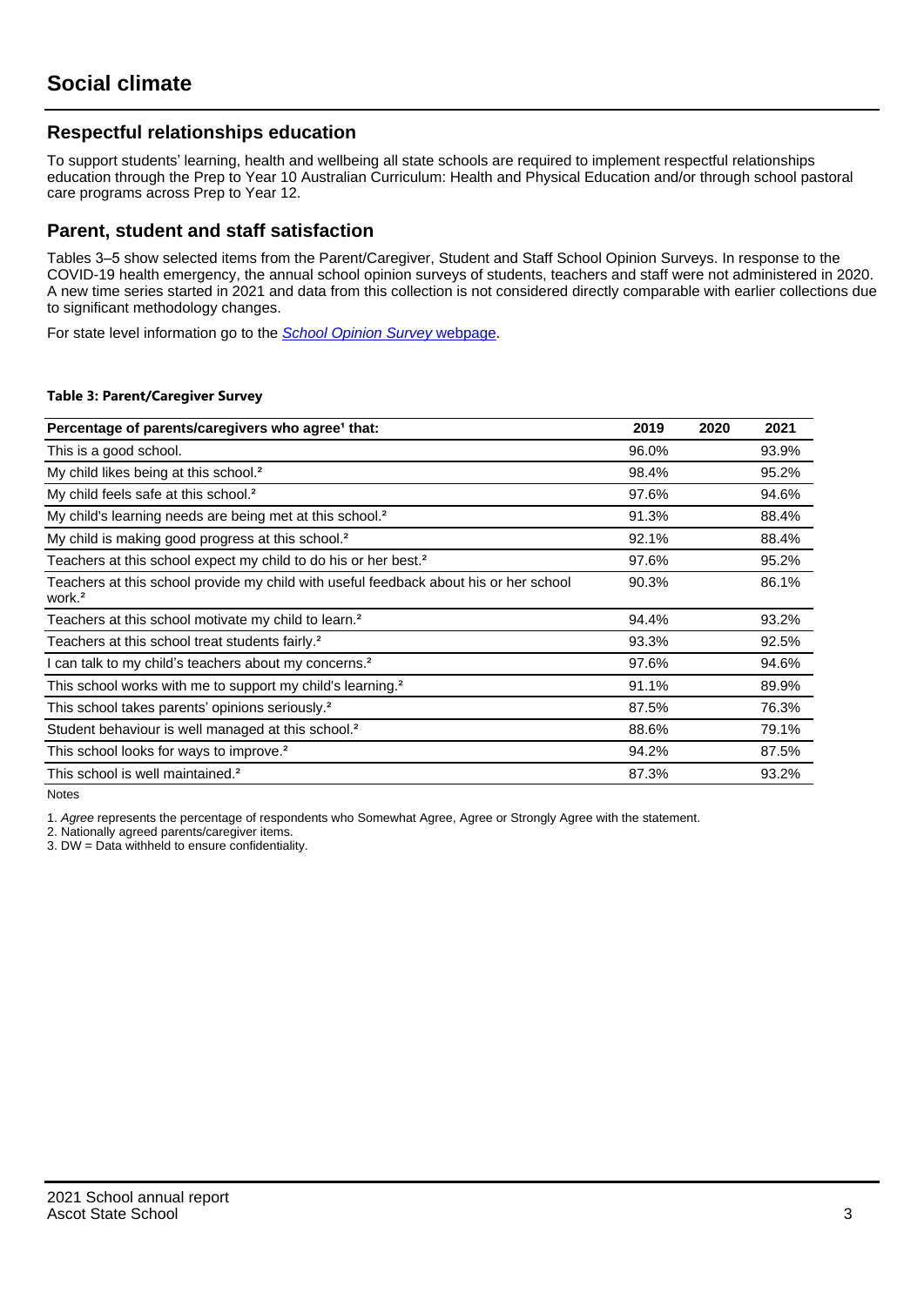# Social climate

## Respectful relationships education

To support students' learning, health and wellbeing all state schools are required to implement respectful relationships education through the Prep to Year 10 Australian Curriculum: Health and Physical Education and/or through school pastoral care programs across Prep to Year 12.

## Parent, student and staff satisfaction

Tables 3–5 show selected items from the Parent/Caregiver, Student and Staff School Opinion Surveys. In response to the COVID-19 health emergency, the annual school opinion surveys of students, teachers and staff were not administered in 2020. A new time series started in 2021 and data from this collection is not considered directly comparable with earlier collections due to significant methodology changes.

For state level information go to the *School Opinion Survey* webpage.

**Table 3: Parent/Caregiver Survey**

| Percentage of parents/caregivers who agree[1] that: | 2019 | 2020 | 2021 |
|---|---|---|---|
| This is a good school. | 96.0% | | 93.9% |
| My child likes being at this school.[2] | 98.4% | | 95.2% |
| My child feels safe at this school.[2] | 97.6% | | 94.6% |
| My child's learning needs are being met at this school.[2] | 91.3% | | 88.4% |
| My child is making good progress at this school.[2] | 92.1% | | 88.4% |
| Teachers at this school expect my child to do his or her best.[2] | 97.6% | | 95.2% |
| Teachers at this school provide my child with useful feedback about his or her school work.[2] | 90.3% | | 86.1% |
| Teachers at this school motivate my child to learn.[2] | 94.4% | | 93.2% |
| Teachers at this school treat students fairly.[2] | 93.3% | | 92.5% |
| I can talk to my child's teachers about my concerns.[2] | 97.6% | | 94.6% |
| This school works with me to support my child's learning.[2] | 91.1% | | 89.9% |
| This school takes parents' opinions seriously.[2] | 87.5% | | 76.3% |
| Student behaviour is well managed at this school.[2] | 88.6% | | 79.1% |
| This school looks for ways to improve.[2] | 94.2% | | 87.5% |
| This school is well maintained.[2] | 87.3% | | 93.2% |

Notes

1. *Agree* represents the percentage of respondents who Somewhat Agree, Agree or Strongly Agree with the statement.
2. Nationally agreed parents/caregiver items.
3. DW = Data withheld to ensure confidentiality.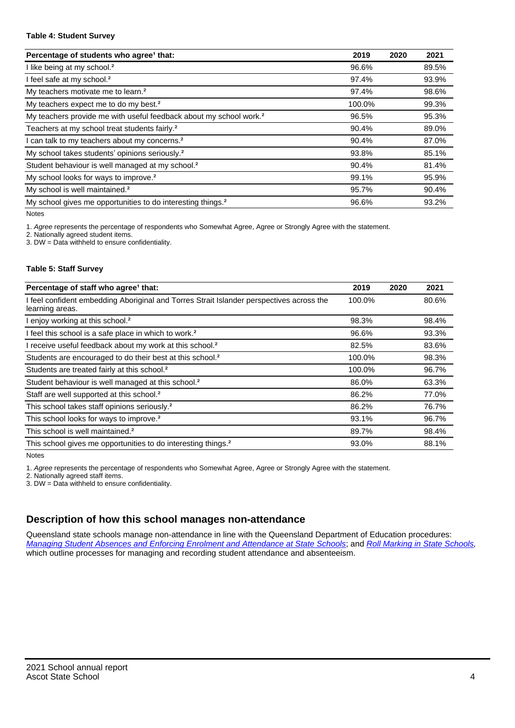**Table 4: Student Survey**

| Percentage of students who agree[1] that: | 2019 | 2020 | 2021 |
|---|---|---|---|
| I like being at my school.[2] | 96.6% | | 89.5% |
| I feel safe at my school.[2] | 97.4% | | 93.9% |
| My teachers motivate me to learn.[2] | 97.4% | | 98.6% |
| My teachers expect me to do my best.[2] | 100.0% | | 99.3% |
| My teachers provide me with useful feedback about my school work.[2] | 96.5% | | 95.3% |
| Teachers at my school treat students fairly.[2] | 90.4% | | 89.0% |
| I can talk to my teachers about my concerns.[2] | 90.4% | | 87.0% |
| My school takes students' opinions seriously.[2] | 93.8% | | 85.1% |
| Student behaviour is well managed at my school.[2] | 90.4% | | 81.4% |
| My school looks for ways to improve.[2] | 99.1% | | 95.9% |
| My school is well maintained.[2] | 95.7% | | 90.4% |
| My school gives me opportunities to do interesting things.[2] | 96.6% | | 93.2% |

Notes

1. *Agree* represents the percentage of respondents who Somewhat Agree, Agree or Strongly Agree with the statement.
2. Nationally agreed student items.
3. DW = Data withheld to ensure confidentiality.

**Table 5: Staff Survey**

| Percentage of staff who agree[1] that: | 2019 | 2020 | 2021 |
|---|---|---|---|
| I feel confident embedding Aboriginal and Torres Strait Islander perspectives across the learning areas. | 100.0% | | 80.6% |
| I enjoy working at this school.[2] | 98.3% | | 98.4% |
| I feel this school is a safe place in which to work.[2] | 96.6% | | 93.3% |
| I receive useful feedback about my work at this school.[2] | 82.5% | | 83.6% |
| Students are encouraged to do their best at this school.[2] | 100.0% | | 98.3% |
| Students are treated fairly at this school.[2] | 100.0% | | 96.7% |
| Student behaviour is well managed at this school.[2] | 86.0% | | 63.3% |
| Staff are well supported at this school.[2] | 86.2% | | 77.0% |
| This school takes staff opinions seriously.[2] | 86.2% | | 76.7% |
| This school looks for ways to improve.[2] | 93.1% | | 96.7% |
| This school is well maintained.[2] | 89.7% | | 98.4% |
| This school gives me opportunities to do interesting things.[2] | 93.0% | | 88.1% |

Notes

1. *Agree* represents the percentage of respondents who Somewhat Agree, Agree or Strongly Agree with the statement.
2. Nationally agreed staff items.
3. DW = Data withheld to ensure confidentiality.

## Description of how this school manages non-attendance

Queensland state schools manage non-attendance in line with the Queensland Department of Education procedures: *Managing Student Absences and Enforcing Enrolment and Attendance at State Schools*; and *Roll Marking in State Schools*, which outline processes for managing and recording student attendance and absenteeism.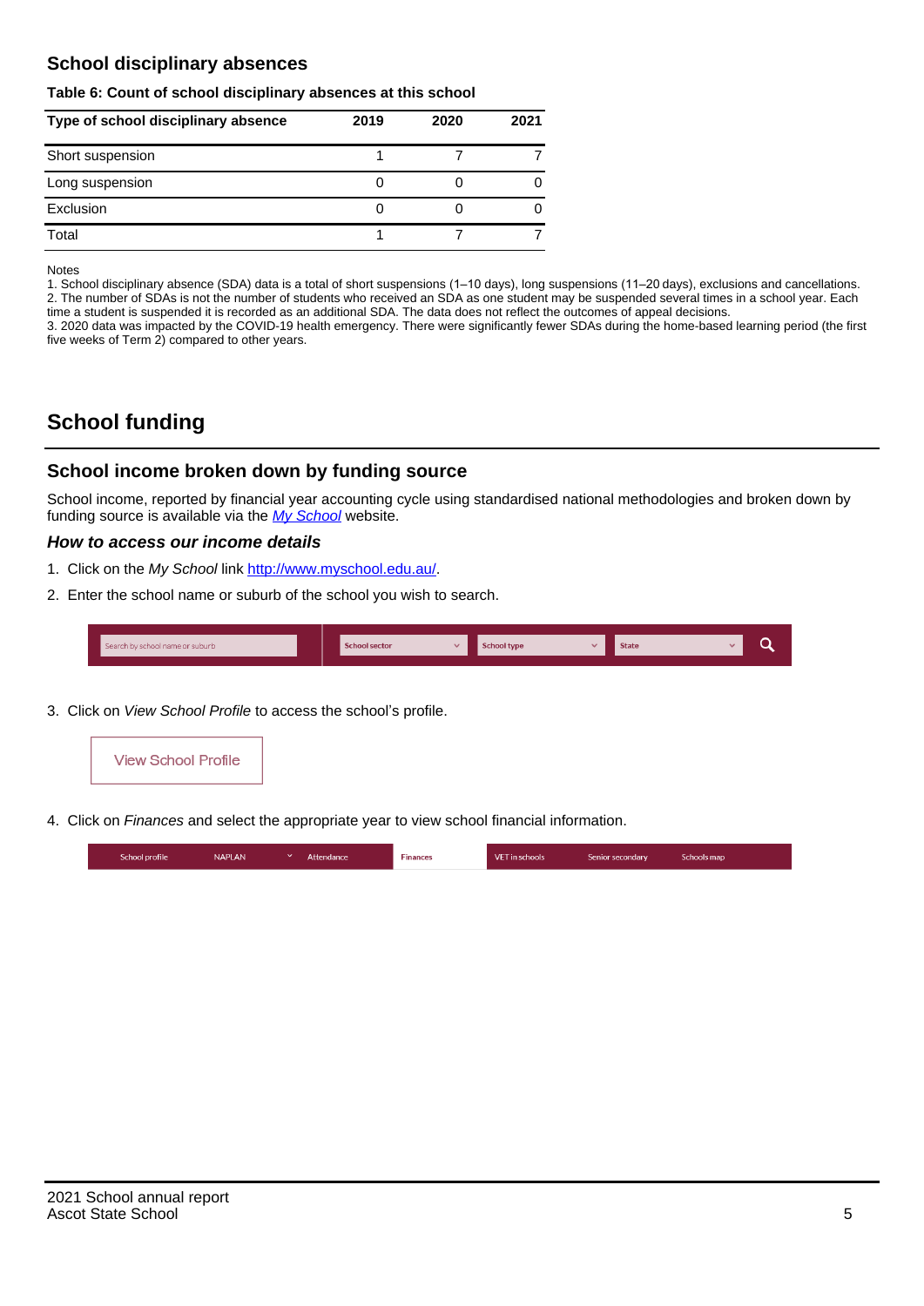## School disciplinary absences

**Table 6: Count of school disciplinary absences at this school**

| Type of school disciplinary absence | 2019 | 2020 | 2021 |
|---|---|---|---|
| Short suspension | 1 | 7 | 7 |
| Long suspension | 0 | 0 | 0 |
| Exclusion | 0 | 0 | 0 |
| Total | 1 | 7 | 7 |

Notes
1. School disciplinary absence (SDA) data is a total of short suspensions (1–10 days), long suspensions (11–20 days), exclusions and cancellations.
2. The number of SDAs is not the number of students who received an SDA as one student may be suspended several times in a school year. Each time a student is suspended it is recorded as an additional SDA. The data does not reflect the outcomes of appeal decisions.
3. 2020 data was impacted by the COVID-19 health emergency. There were significantly fewer SDAs during the home-based learning period (the first five weeks of Term 2) compared to other years.

# School funding

## School income broken down by funding source

School income, reported by financial year accounting cycle using standardised national methodologies and broken down by funding source is available via the *My School* website.

### *How to access our income details*

1. Click on the *My School* link http://www.myschool.edu.au/.
2. Enter the school name or suburb of the school you wish to search.

Search by school name or suburb | School sector | School type | State

3. Click on *View School Profile* to access the school's profile.

View School Profile

4. Click on *Finances* and select the appropriate year to view school financial information.

School profile | NAPLAN | Attendance | Finances | VET in schools | Senior secondary | Schools map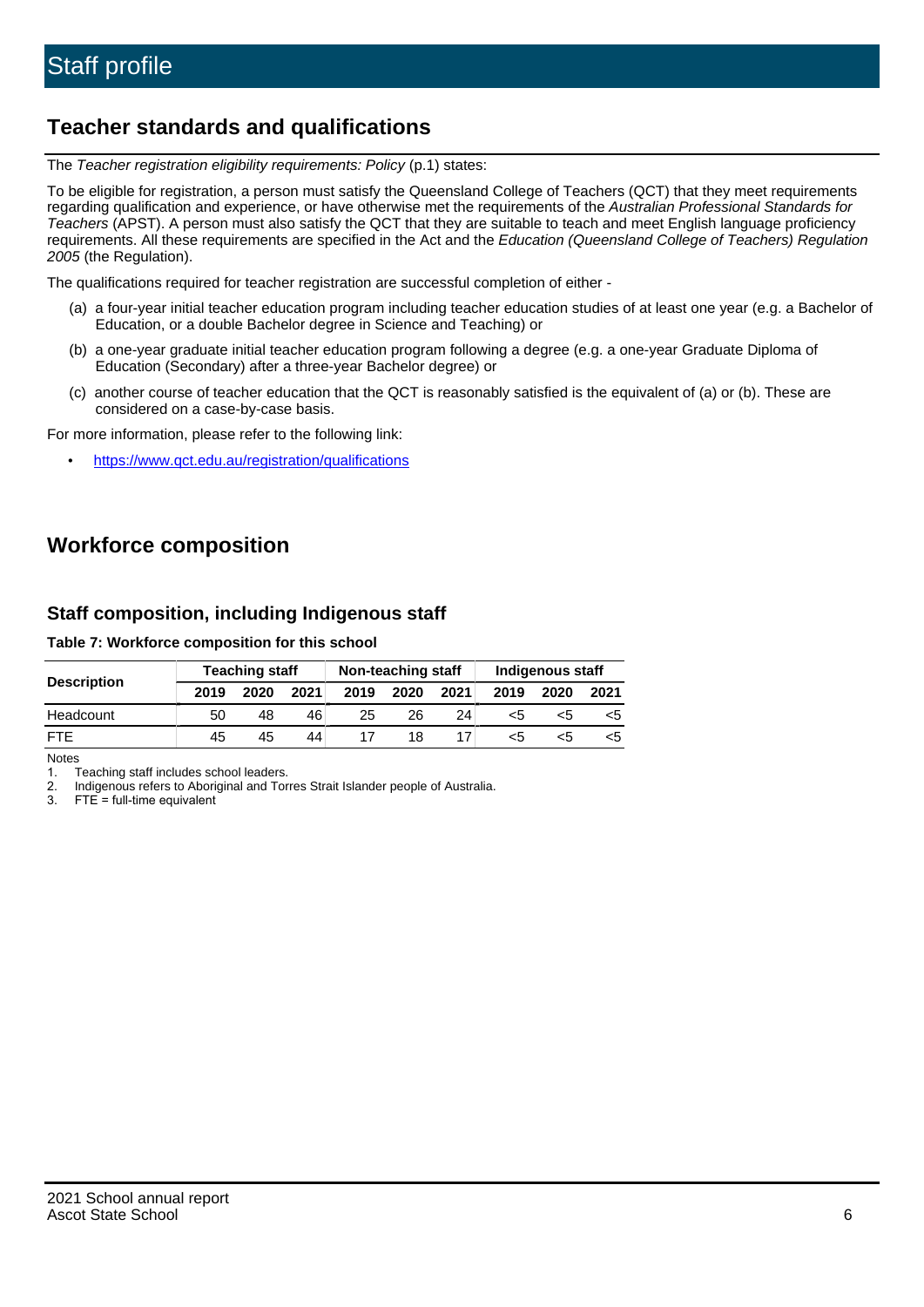# Staff profile

## Teacher standards and qualifications

The *Teacher registration eligibility requirements: Policy* (p.1) states:

To be eligible for registration, a person must satisfy the Queensland College of Teachers (QCT) that they meet requirements regarding qualification and experience, or have otherwise met the requirements of the *Australian Professional Standards for Teachers* (APST). A person must also satisfy the QCT that they are suitable to teach and meet English language proficiency requirements. All these requirements are specified in the Act and the *Education (Queensland College of Teachers) Regulation 2005* (the Regulation).

The qualifications required for teacher registration are successful completion of either -

(a) a four-year initial teacher education program including teacher education studies of at least one year (e.g. a Bachelor of Education, or a double Bachelor degree in Science and Teaching) or

(b) a one-year graduate initial teacher education program following a degree (e.g. a one-year Graduate Diploma of Education (Secondary) after a three-year Bachelor degree) or

(c) another course of teacher education that the QCT is reasonably satisfied is the equivalent of (a) or (b). These are considered on a case-by-case basis.

For more information, please refer to the following link:

- https://www.qct.edu.au/registration/qualifications

## Workforce composition

### Staff composition, including Indigenous staff

**Table 7: Workforce composition for this school**

| Description | Teaching staff | | | Non-teaching staff | | | Indigenous staff | | |
|---|---|---|---|---|---|---|---|---|---|
| | 2019 | 2020 | 2021 | 2019 | 2020 | 2021 | 2019 | 2020 | 2021 |
| Headcount | 50 | 48 | 46 | 25 | 26 | 24 | <5 | <5 | <5 |
| FTE | 45 | 45 | 44 | 17 | 18 | 17 | <5 | <5 | <5 |

Notes

1. Teaching staff includes school leaders.
2. Indigenous refers to Aboriginal and Torres Strait Islander people of Australia.
3. FTE = full-time equivalent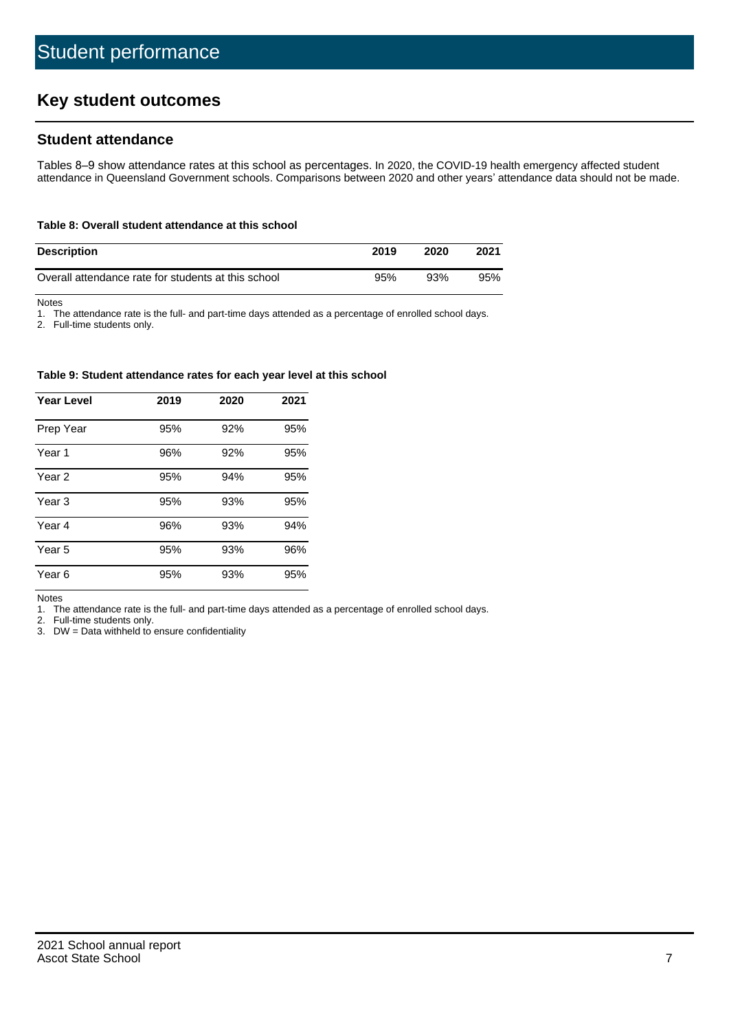# Student performance

## Key student outcomes

### Student attendance

Tables 8–9 show attendance rates at this school as percentages. In 2020, the COVID-19 health emergency affected student attendance in Queensland Government schools. Comparisons between 2020 and other years' attendance data should not be made.

**Table 8: Overall student attendance at this school**

| Description | 2019 | 2020 | 2021 |
|---|---|---|---|
| Overall attendance rate for students at this school | 95% | 93% | 95% |

Notes

1. The attendance rate is the full- and part-time days attended as a percentage of enrolled school days.
2. Full-time students only.

**Table 9: Student attendance rates for each year level at this school**

| Year Level | 2019 | 2020 | 2021 |
|---|---|---|---|
| Prep Year | 95% | 92% | 95% |
| Year 1 | 96% | 92% | 95% |
| Year 2 | 95% | 94% | 95% |
| Year 3 | 95% | 93% | 95% |
| Year 4 | 96% | 93% | 94% |
| Year 5 | 95% | 93% | 96% |
| Year 6 | 95% | 93% | 95% |

Notes

1. The attendance rate is the full- and part-time days attended as a percentage of enrolled school days.
2. Full-time students only.
3. DW = Data withheld to ensure confidentiality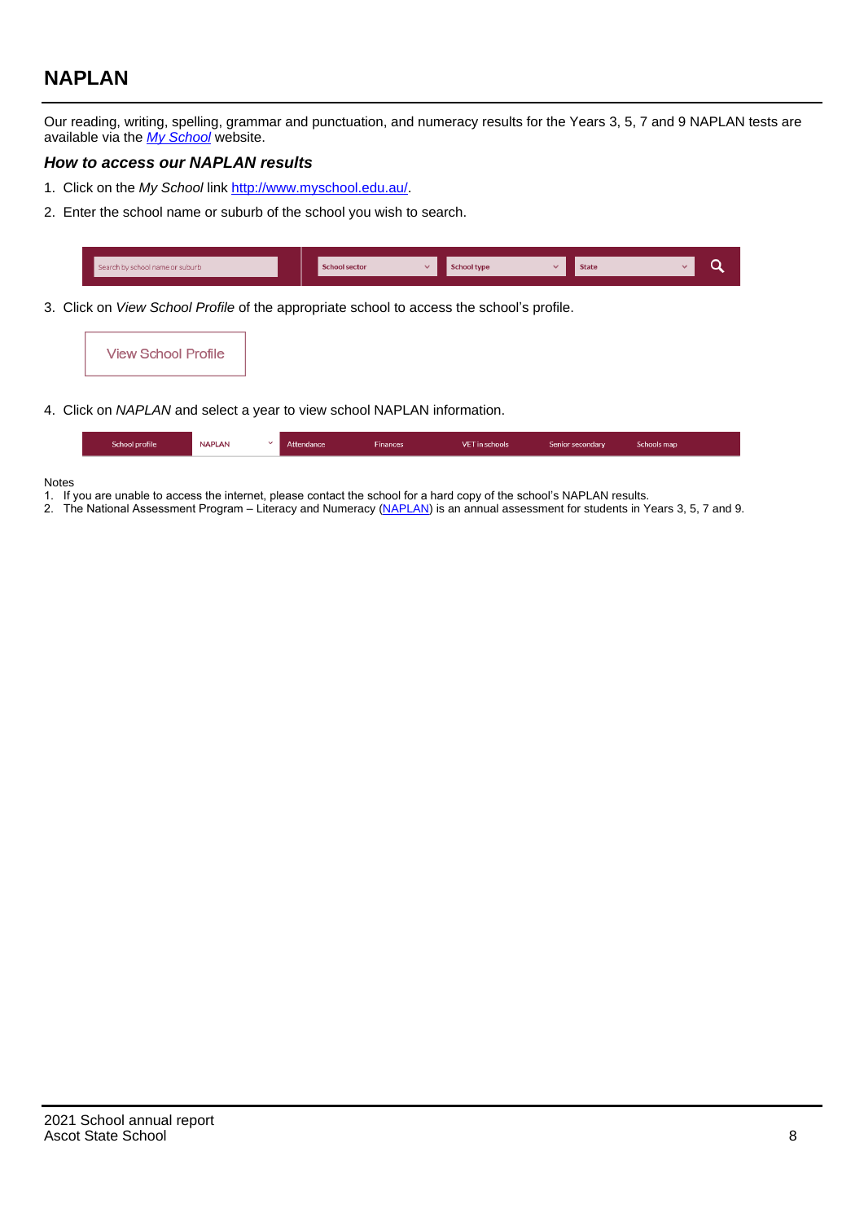## NAPLAN

Our reading, writing, spelling, grammar and punctuation, and numeracy results for the Years 3, 5, 7 and 9 NAPLAN tests are available via the *My School* website.

### *How to access our NAPLAN results*

1. Click on the *My School* link http://www.myschool.edu.au/.
2. Enter the school name or suburb of the school you wish to search.

Search by school name or suburb | School sector | School type | State

3. Click on *View School Profile* of the appropriate school to access the school's profile.

View School Profile

4. Click on *NAPLAN* and select a year to view school NAPLAN information.

School profile | NAPLAN | Attendance | Finances | VET in schools | Senior secondary | Schools map

Notes

1. If you are unable to access the internet, please contact the school for a hard copy of the school's NAPLAN results.
2. The National Assessment Program – Literacy and Numeracy (NAPLAN) is an annual assessment for students in Years 3, 5, 7 and 9.